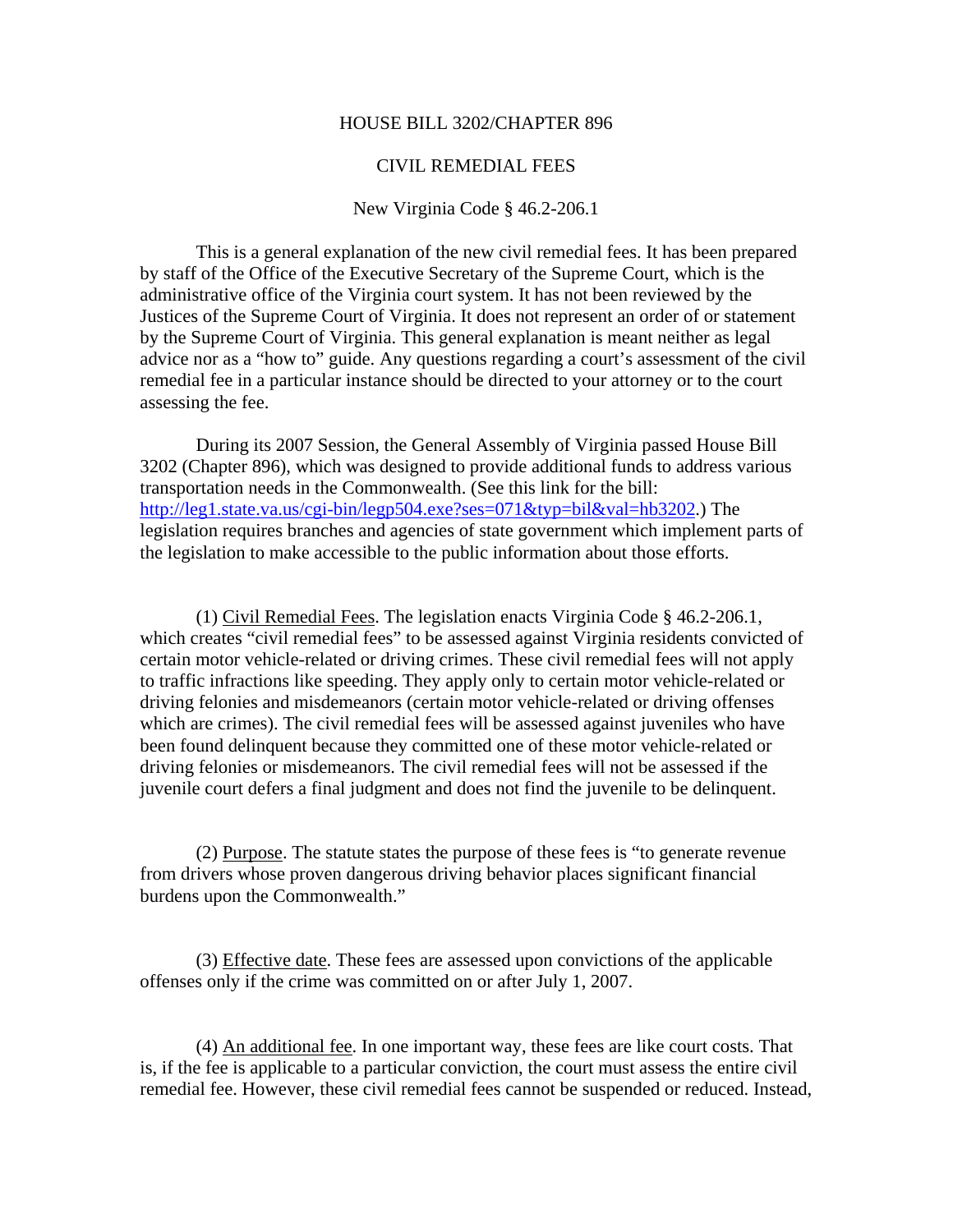# HOUSE BILL 3202/CHAPTER 896

## CIVIL REMEDIAL FEES

### New Virginia Code § 46.2-206.1

This is a general explanation of the new civil remedial fees. It has been prepared by staff of the Office of the Executive Secretary of the Supreme Court, which is the administrative office of the Virginia court system. It has not been reviewed by the Justices of the Supreme Court of Virginia. It does not represent an order of or statement by the Supreme Court of Virginia. This general explanation is meant neither as legal advice nor as a "how to" guide. Any questions regarding a court's assessment of the civil remedial fee in a particular instance should be directed to your attorney or to the court assessing the fee.

During its 2007 Session, the General Assembly of Virginia passed House Bill 3202 (Chapter 896), which was designed to provide additional funds to address various transportation needs in the Commonwealth. (See this link for the bill: [http://leg1.state.va.us/cgi-bin/legp504.exe?ses=071&typ=bil&val=hb3202](http://leg1.state.va.us/cgi-bin/legp504.exe?ses=071&typ=bil&val=hb3202).) The legislation requires branches and agencies of state government which implement parts of the legislation to make accessible to the public information about those efforts.

(1) <u>Civil Remedial Fees</u>. The legislation enacts Virginia Code § 46.2-206.1, which creates "civil remedial fees" to be assessed against Virginia residents convicted of certain motor vehicle-related or driving crimes. These civil remedial fees will not apply to traffic infractions like speeding. They apply only to certain motor vehicle-related or driving felonies and misdemeanors (certain motor vehicle-related or driving offenses which are crimes). The civil remedial fees will be assessed against juveniles who have been found delinquent because they committed one of these motor vehicle-related or driving felonies or misdemeanors. The civil remedial fees will not be assessed if the juvenile court defers a final judgment and does not find the juvenile to be delinquent.

(2) <u>Purpose</u>. The statute states the purpose of these fees is "to generate revenue from drivers whose proven dangerous driving behavior places significant financial burdens upon the Commonwealth."

(3) <u>Effective date</u>. These fees are assessed upon convictions of the applicable offenses only if the crime was committed on or after July 1, 2007.

(4) <u>An additional fee</u>. In one important way, these fees are like court costs. That is, if the fee is applicable to a particular conviction, the court must assess the entire civil remedial fee. However, these civil remedial fees cannot be suspended or reduced. Instead,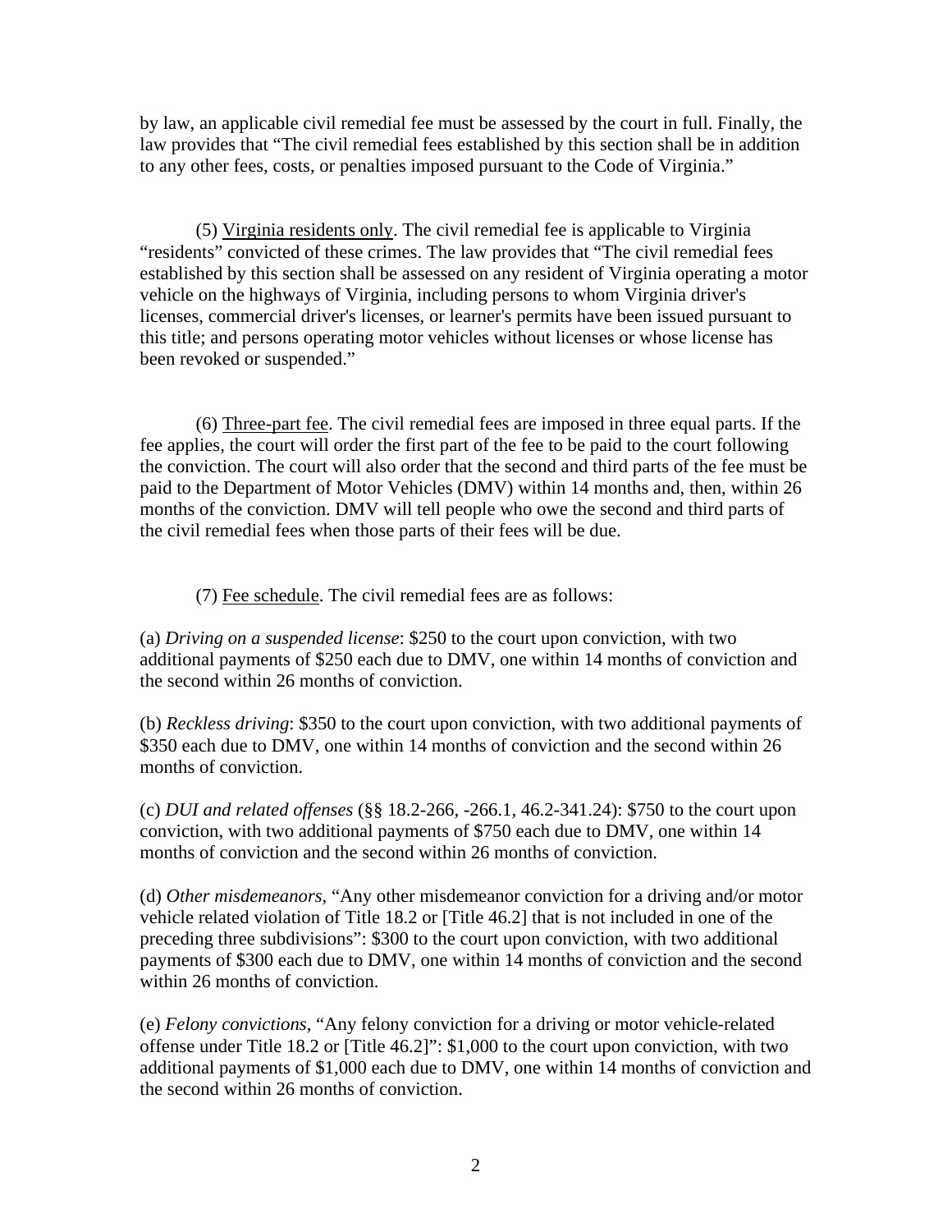by law, an applicable civil remedial fee must be assessed by the court in full. Finally, the law provides that "The civil remedial fees established by this section shall be in addition to any other fees, costs, or penalties imposed pursuant to the Code of Virginia."

(5) Virginia residents only. The civil remedial fee is applicable to Virginia "residents" convicted of these crimes. The law provides that "The civil remedial fees established by this section shall be assessed on any resident of Virginia operating a motor vehicle on the highways of Virginia, including persons to whom Virginia driver's licenses, commercial driver's licenses, or learner's permits have been issued pursuant to this title; and persons operating motor vehicles without licenses or whose license has been revoked or suspended."

(6) Three-part fee. The civil remedial fees are imposed in three equal parts. If the fee applies, the court will order the first part of the fee to be paid to the court following the conviction. The court will also order that the second and third parts of the fee must be paid to the Department of Motor Vehicles (DMV) within 14 months and, then, within 26 months of the conviction. DMV will tell people who owe the second and third parts of the civil remedial fees when those parts of their fees will be due.

(7) Fee schedule. The civil remedial fees are as follows:

(a) *Driving on a suspended license*: $250 to the court upon conviction, with two additional payments of $250 each due to DMV, one within 14 months of conviction and the second within 26 months of conviction.

(b) *Reckless driving*: $350 to the court upon conviction, with two additional payments of $350 each due to DMV, one within 14 months of conviction and the second within 26 months of conviction.

(c) *DUI and related offenses* (§§ 18.2-266, -266.1, 46.2-341.24): $750 to the court upon conviction, with two additional payments of $750 each due to DMV, one within 14 months of conviction and the second within 26 months of conviction.

(d) *Other misdemeanors*, "Any other misdemeanor conviction for a driving and/or motor vehicle related violation of Title 18.2 or [Title 46.2] that is not included in one of the preceding three subdivisions": $300 to the court upon conviction, with two additional payments of $300 each due to DMV, one within 14 months of conviction and the second within 26 months of conviction.

(e) *Felony convictions*, "Any felony conviction for a driving or motor vehicle-related offense under Title 18.2 or [Title 46.2]": $1,000 to the court upon conviction, with two additional payments of $1,000 each due to DMV, one within 14 months of conviction and the second within 26 months of conviction.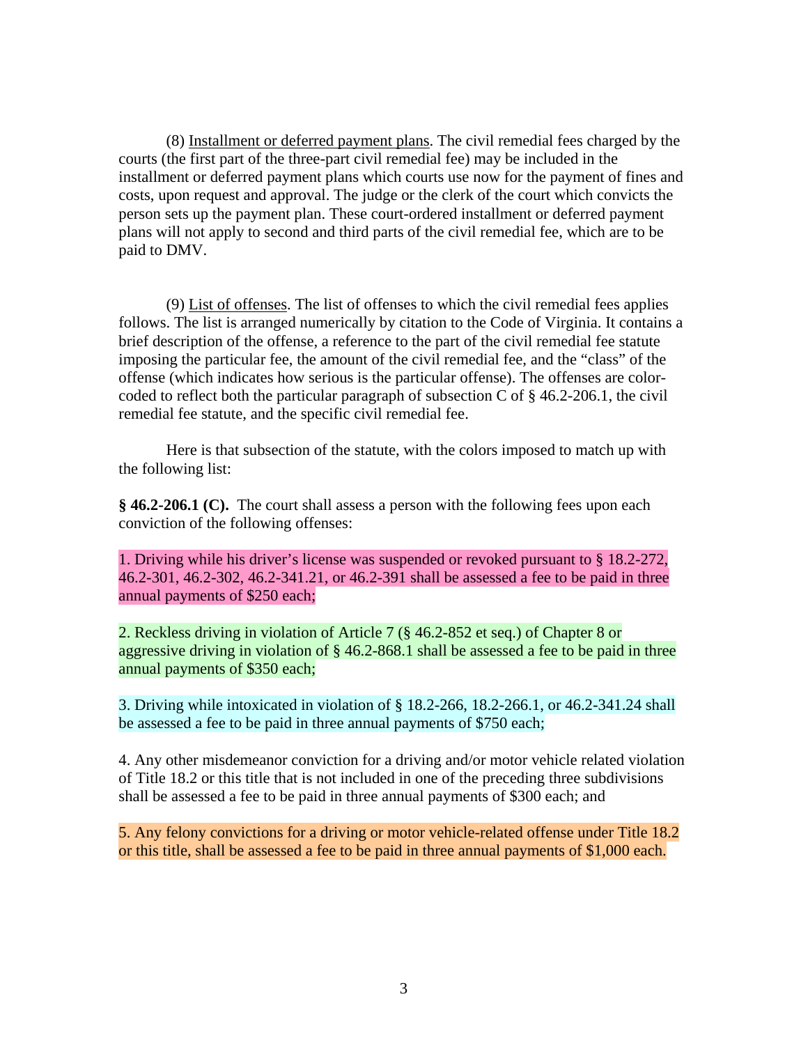(8) Installment or deferred payment plans. The civil remedial fees charged by the courts (the first part of the three-part civil remedial fee) may be included in the installment or deferred payment plans which courts use now for the payment of fines and costs, upon request and approval. The judge or the clerk of the court which convicts the person sets up the payment plan. These court-ordered installment or deferred payment plans will not apply to second and third parts of the civil remedial fee, which are to be paid to DMV.

(9) List of offenses. The list of offenses to which the civil remedial fees applies follows. The list is arranged numerically by citation to the Code of Virginia. It contains a brief description of the offense, a reference to the part of the civil remedial fee statute imposing the particular fee, the amount of the civil remedial fee, and the "class" of the offense (which indicates how serious is the particular offense). The offenses are color-coded to reflect both the particular paragraph of subsection C of § 46.2-206.1, the civil remedial fee statute, and the specific civil remedial fee.

Here is that subsection of the statute, with the colors imposed to match up with the following list:

**§ 46.2-206.1 (C).** The court shall assess a person with the following fees upon each conviction of the following offenses:

1. Driving while his driver's license was suspended or revoked pursuant to § 18.2-272, 46.2-301, 46.2-302, 46.2-341.21, or 46.2-391 shall be assessed a fee to be paid in three annual payments of $250 each;

2. Reckless driving in violation of Article 7 (§ 46.2-852 et seq.) of Chapter 8 or aggressive driving in violation of § 46.2-868.1 shall be assessed a fee to be paid in three annual payments of $350 each;

3. Driving while intoxicated in violation of § 18.2-266, 18.2-266.1, or 46.2-341.24 shall be assessed a fee to be paid in three annual payments of $750 each;

4. Any other misdemeanor conviction for a driving and/or motor vehicle related violation of Title 18.2 or this title that is not included in one of the preceding three subdivisions shall be assessed a fee to be paid in three annual payments of $300 each; and

5. Any felony convictions for a driving or motor vehicle-related offense under Title 18.2 or this title, shall be assessed a fee to be paid in three annual payments of $1,000 each.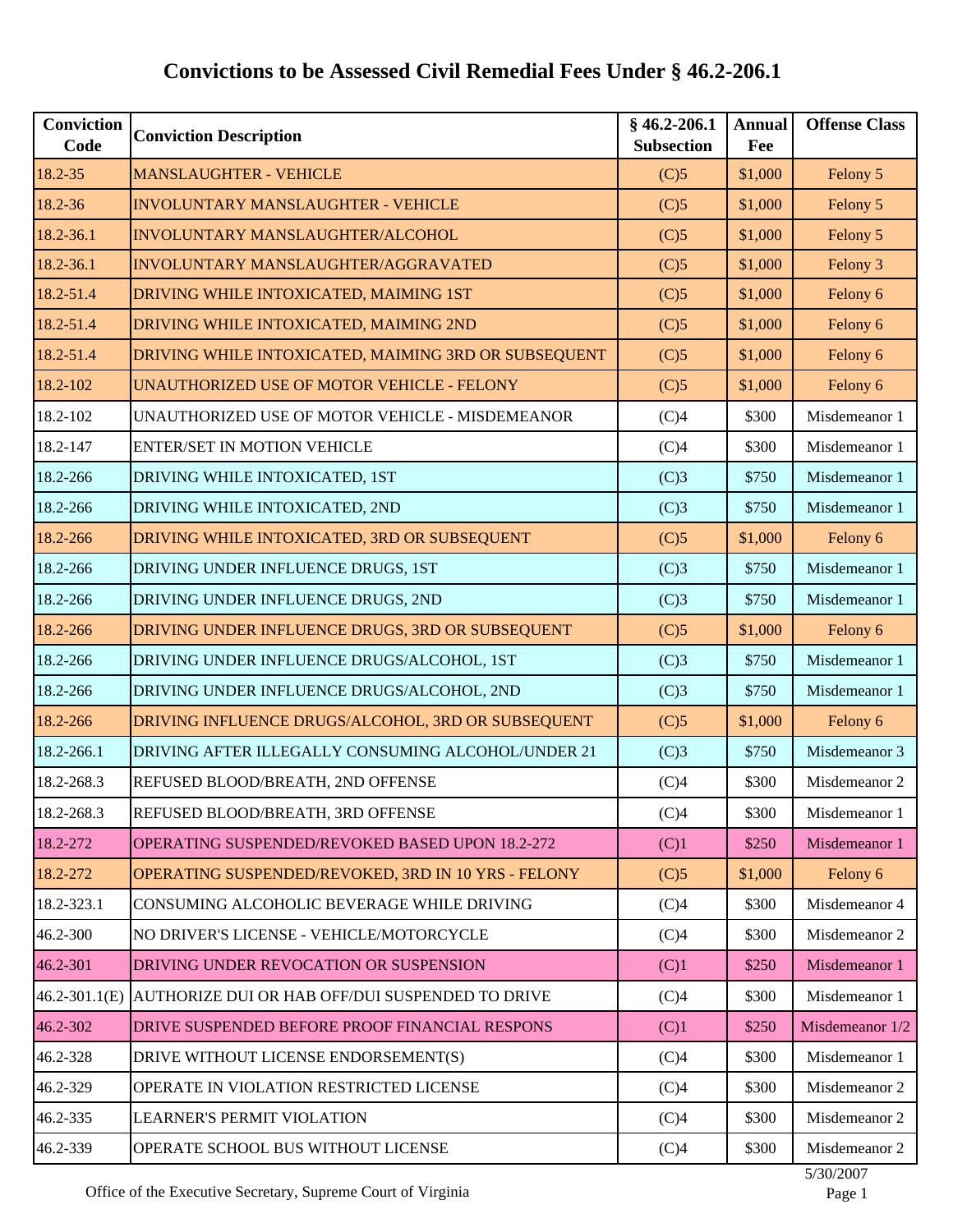# Convictions to be Assessed Civil Remedial Fees Under § 46.2-206.1

| Conviction Code | Conviction Description | § 46.2-206.1 Subsection | Annual Fee | Offense Class |
|---|---|---|---|---|
| 18.2-35 | MANSLAUGHTER - VEHICLE | (C)5 | $1,000 | Felony 5 |
| 18.2-36 | INVOLUNTARY MANSLAUGHTER - VEHICLE | (C)5 | $1,000 | Felony 5 |
| 18.2-36.1 | INVOLUNTARY MANSLAUGHTER/ALCOHOL | (C)5 | $1,000 | Felony 5 |
| 18.2-36.1 | INVOLUNTARY MANSLAUGHTER/AGGRAVATED | (C)5 | $1,000 | Felony 3 |
| 18.2-51.4 | DRIVING WHILE INTOXICATED, MAIMING 1ST | (C)5 | $1,000 | Felony 6 |
| 18.2-51.4 | DRIVING WHILE INTOXICATED, MAIMING 2ND | (C)5 | $1,000 | Felony 6 |
| 18.2-51.4 | DRIVING WHILE INTOXICATED, MAIMING 3RD OR SUBSEQUENT | (C)5 | $1,000 | Felony 6 |
| 18.2-102 | UNAUTHORIZED USE OF MOTOR VEHICLE - FELONY | (C)5 | $1,000 | Felony 6 |
| 18.2-102 | UNAUTHORIZED USE OF MOTOR VEHICLE - MISDEMEANOR | (C)4 | $300 | Misdemeanor 1 |
| 18.2-147 | ENTER/SET IN MOTION VEHICLE | (C)4 | $300 | Misdemeanor 1 |
| 18.2-266 | DRIVING WHILE INTOXICATED, 1ST | (C)3 | $750 | Misdemeanor 1 |
| 18.2-266 | DRIVING WHILE INTOXICATED, 2ND | (C)3 | $750 | Misdemeanor 1 |
| 18.2-266 | DRIVING WHILE INTOXICATED, 3RD OR SUBSEQUENT | (C)5 | $1,000 | Felony 6 |
| 18.2-266 | DRIVING UNDER INFLUENCE DRUGS, 1ST | (C)3 | $750 | Misdemeanor 1 |
| 18.2-266 | DRIVING UNDER INFLUENCE DRUGS, 2ND | (C)3 | $750 | Misdemeanor 1 |
| 18.2-266 | DRIVING UNDER INFLUENCE DRUGS, 3RD OR SUBSEQUENT | (C)5 | $1,000 | Felony 6 |
| 18.2-266 | DRIVING UNDER INFLUENCE DRUGS/ALCOHOL, 1ST | (C)3 | $750 | Misdemeanor 1 |
| 18.2-266 | DRIVING UNDER INFLUENCE DRUGS/ALCOHOL, 2ND | (C)3 | $750 | Misdemeanor 1 |
| 18.2-266 | DRIVING INFLUENCE DRUGS/ALCOHOL, 3RD OR SUBSEQUENT | (C)5 | $1,000 | Felony 6 |
| 18.2-266.1 | DRIVING AFTER ILLEGALLY CONSUMING ALCOHOL/UNDER 21 | (C)3 | $750 | Misdemeanor 3 |
| 18.2-268.3 | REFUSED BLOOD/BREATH, 2ND OFFENSE | (C)4 | $300 | Misdemeanor 2 |
| 18.2-268.3 | REFUSED BLOOD/BREATH, 3RD OFFENSE | (C)4 | $300 | Misdemeanor 1 |
| 18.2-272 | OPERATING SUSPENDED/REVOKED BASED UPON 18.2-272 | (C)1 | $250 | Misdemeanor 1 |
| 18.2-272 | OPERATING SUSPENDED/REVOKED, 3RD IN 10 YRS - FELONY | (C)5 | $1,000 | Felony 6 |
| 18.2-323.1 | CONSUMING ALCOHOLIC BEVERAGE WHILE DRIVING | (C)4 | $300 | Misdemeanor 4 |
| 46.2-300 | NO DRIVER'S LICENSE - VEHICLE/MOTORCYCLE | (C)4 | $300 | Misdemeanor 2 |
| 46.2-301 | DRIVING UNDER REVOCATION OR SUSPENSION | (C)1 | $250 | Misdemeanor 1 |
| 46.2-301.1(E) | AUTHORIZE DUI OR HAB OFF/DUI SUSPENDED TO DRIVE | (C)4 | $300 | Misdemeanor 1 |
| 46.2-302 | DRIVE SUSPENDED BEFORE PROOF FINANCIAL RESPONS | (C)1 | $250 | Misdemeanor 1/2 |
| 46.2-328 | DRIVE WITHOUT LICENSE ENDORSEMENT(S) | (C)4 | $300 | Misdemeanor 1 |
| 46.2-329 | OPERATE IN VIOLATION RESTRICTED LICENSE | (C)4 | $300 | Misdemeanor 2 |
| 46.2-335 | LEARNER'S PERMIT VIOLATION | (C)4 | $300 | Misdemeanor 2 |
| 46.2-339 | OPERATE SCHOOL BUS WITHOUT LICENSE | (C)4 | $300 | Misdemeanor 2 |

5/30/2007

Office of the Executive Secretary, Supreme Court of Virginia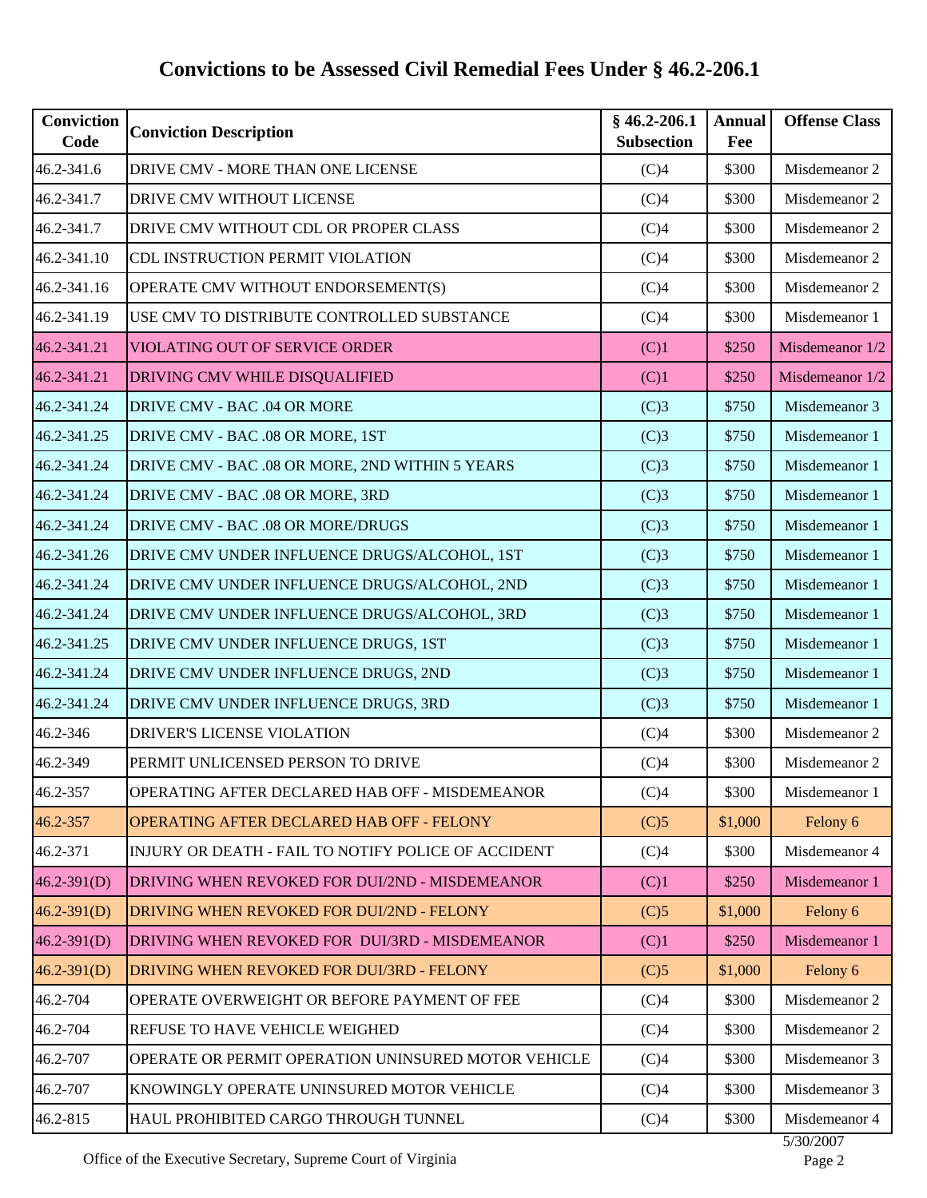# Convictions to be Assessed Civil Remedial Fees Under § 46.2-206.1

| Conviction Code | Conviction Description | § 46.2-206.1 Subsection | Annual Fee | Offense Class |
|---|---|---|---|---|
| 46.2-341.6 | DRIVE CMV - MORE THAN ONE LICENSE | (C)4 | $300 | Misdemeanor 2 |
| 46.2-341.7 | DRIVE CMV WITHOUT LICENSE | (C)4 | $300 | Misdemeanor 2 |
| 46.2-341.7 | DRIVE CMV WITHOUT CDL OR PROPER CLASS | (C)4 | $300 | Misdemeanor 2 |
| 46.2-341.10 | CDL INSTRUCTION PERMIT VIOLATION | (C)4 | $300 | Misdemeanor 2 |
| 46.2-341.16 | OPERATE CMV WITHOUT ENDORSEMENT(S) | (C)4 | $300 | Misdemeanor 2 |
| 46.2-341.19 | USE CMV TO DISTRIBUTE CONTROLLED SUBSTANCE | (C)4 | $300 | Misdemeanor 1 |
| 46.2-341.21 | VIOLATING OUT OF SERVICE ORDER | (C)1 | $250 | Misdemeanor 1/2 |
| 46.2-341.21 | DRIVING CMV WHILE DISQUALIFIED | (C)1 | $250 | Misdemeanor 1/2 |
| 46.2-341.24 | DRIVE CMV - BAC .04 OR MORE | (C)3 | $750 | Misdemeanor 3 |
| 46.2-341.25 | DRIVE CMV - BAC .08 OR MORE, 1ST | (C)3 | $750 | Misdemeanor 1 |
| 46.2-341.24 | DRIVE CMV - BAC .08 OR MORE, 2ND WITHIN 5 YEARS | (C)3 | $750 | Misdemeanor 1 |
| 46.2-341.24 | DRIVE CMV - BAC .08 OR MORE, 3RD | (C)3 | $750 | Misdemeanor 1 |
| 46.2-341.24 | DRIVE CMV - BAC .08 OR MORE/DRUGS | (C)3 | $750 | Misdemeanor 1 |
| 46.2-341.26 | DRIVE CMV UNDER INFLUENCE DRUGS/ALCOHOL, 1ST | (C)3 | $750 | Misdemeanor 1 |
| 46.2-341.24 | DRIVE CMV UNDER INFLUENCE DRUGS/ALCOHOL, 2ND | (C)3 | $750 | Misdemeanor 1 |
| 46.2-341.24 | DRIVE CMV UNDER INFLUENCE DRUGS/ALCOHOL, 3RD | (C)3 | $750 | Misdemeanor 1 |
| 46.2-341.25 | DRIVE CMV UNDER INFLUENCE DRUGS, 1ST | (C)3 | $750 | Misdemeanor 1 |
| 46.2-341.24 | DRIVE CMV UNDER INFLUENCE DRUGS, 2ND | (C)3 | $750 | Misdemeanor 1 |
| 46.2-341.24 | DRIVE CMV UNDER INFLUENCE DRUGS, 3RD | (C)3 | $750 | Misdemeanor 1 |
| 46.2-346 | DRIVER'S LICENSE VIOLATION | (C)4 | $300 | Misdemeanor 2 |
| 46.2-349 | PERMIT UNLICENSED PERSON TO DRIVE | (C)4 | $300 | Misdemeanor 2 |
| 46.2-357 | OPERATING AFTER DECLARED HAB OFF - MISDEMEANOR | (C)4 | $300 | Misdemeanor 1 |
| 46.2-357 | OPERATING AFTER DECLARED HAB OFF - FELONY | (C)5 | $1,000 | Felony 6 |
| 46.2-371 | INJURY OR DEATH - FAIL TO NOTIFY POLICE OF ACCIDENT | (C)4 | $300 | Misdemeanor 4 |
| 46.2-391(D) | DRIVING WHEN REVOKED FOR DUI/2ND - MISDEMEANOR | (C)1 | $250 | Misdemeanor 1 |
| 46.2-391(D) | DRIVING WHEN REVOKED FOR DUI/2ND - FELONY | (C)5 | $1,000 | Felony 6 |
| 46.2-391(D) | DRIVING WHEN REVOKED FOR DUI/3RD - MISDEMEANOR | (C)1 | $250 | Misdemeanor 1 |
| 46.2-391(D) | DRIVING WHEN REVOKED FOR DUI/3RD - FELONY | (C)5 | $1,000 | Felony 6 |
| 46.2-704 | OPERATE OVERWEIGHT OR BEFORE PAYMENT OF FEE | (C)4 | $300 | Misdemeanor 2 |
| 46.2-704 | REFUSE TO HAVE VEHICLE WEIGHED | (C)4 | $300 | Misdemeanor 2 |
| 46.2-707 | OPERATE OR PERMIT OPERATION UNINSURED MOTOR VEHICLE | (C)4 | $300 | Misdemeanor 3 |
| 46.2-707 | KNOWINGLY OPERATE UNINSURED MOTOR VEHICLE | (C)4 | $300 | Misdemeanor 3 |
| 46.2-815 | HAUL PROHIBITED CARGO THROUGH TUNNEL | (C)4 | $300 | Misdemeanor 4 |

5/30/2007

Office of the Executive Secretary, Supreme Court of Virginia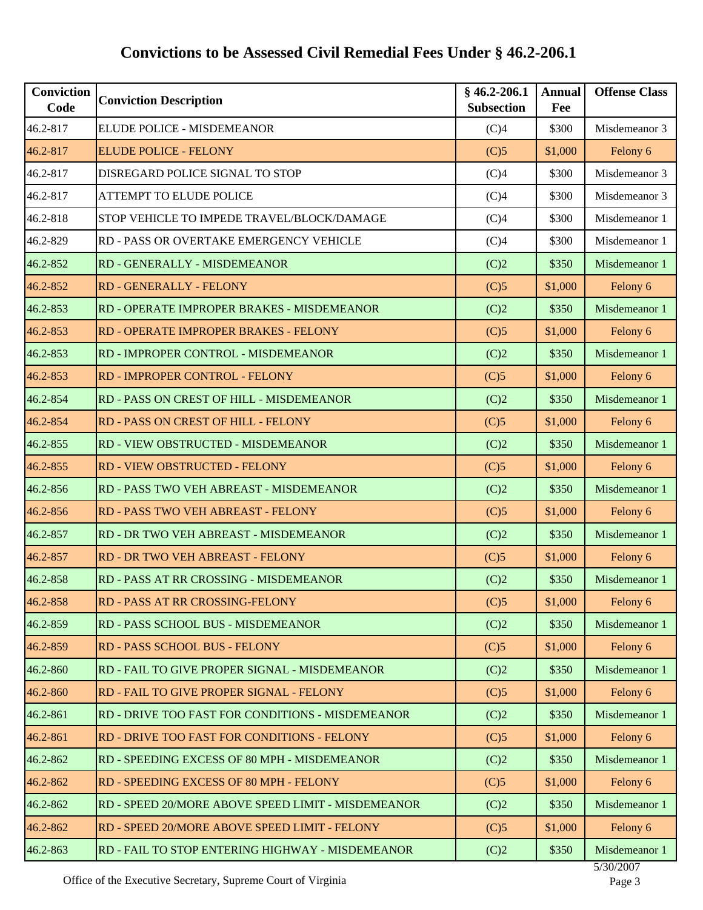# Convictions to be Assessed Civil Remedial Fees Under § 46.2-206.1

| Conviction Code | Conviction Description | § 46.2-206.1 Subsection | Annual Fee | Offense Class |
|---|---|---|---|---|
| 46.2-817 | ELUDE POLICE - MISDEMEANOR | (C)4 | $300 | Misdemeanor 3 |
| 46.2-817 | ELUDE POLICE - FELONY | (C)5 | $1,000 | Felony 6 |
| 46.2-817 | DISREGARD POLICE SIGNAL TO STOP | (C)4 | $300 | Misdemeanor 3 |
| 46.2-817 | ATTEMPT TO ELUDE POLICE | (C)4 | $300 | Misdemeanor 3 |
| 46.2-818 | STOP VEHICLE TO IMPEDE TRAVEL/BLOCK/DAMAGE | (C)4 | $300 | Misdemeanor 1 |
| 46.2-829 | RD - PASS OR OVERTAKE EMERGENCY VEHICLE | (C)4 | $300 | Misdemeanor 1 |
| 46.2-852 | RD - GENERALLY - MISDEMEANOR | (C)2 | $350 | Misdemeanor 1 |
| 46.2-852 | RD - GENERALLY - FELONY | (C)5 | $1,000 | Felony 6 |
| 46.2-853 | RD - OPERATE IMPROPER BRAKES - MISDEMEANOR | (C)2 | $350 | Misdemeanor 1 |
| 46.2-853 | RD - OPERATE IMPROPER BRAKES - FELONY | (C)5 | $1,000 | Felony 6 |
| 46.2-853 | RD - IMPROPER CONTROL - MISDEMEANOR | (C)2 | $350 | Misdemeanor 1 |
| 46.2-853 | RD - IMPROPER CONTROL - FELONY | (C)5 | $1,000 | Felony 6 |
| 46.2-854 | RD - PASS ON CREST OF HILL - MISDEMEANOR | (C)2 | $350 | Misdemeanor 1 |
| 46.2-854 | RD - PASS ON CREST OF HILL - FELONY | (C)5 | $1,000 | Felony 6 |
| 46.2-855 | RD - VIEW OBSTRUCTED - MISDEMEANOR | (C)2 | $350 | Misdemeanor 1 |
| 46.2-855 | RD - VIEW OBSTRUCTED - FELONY | (C)5 | $1,000 | Felony 6 |
| 46.2-856 | RD - PASS TWO VEH ABREAST - MISDEMEANOR | (C)2 | $350 | Misdemeanor 1 |
| 46.2-856 | RD - PASS TWO VEH ABREAST - FELONY | (C)5 | $1,000 | Felony 6 |
| 46.2-857 | RD - DR TWO VEH ABREAST - MISDEMEANOR | (C)2 | $350 | Misdemeanor 1 |
| 46.2-857 | RD - DR TWO VEH ABREAST - FELONY | (C)5 | $1,000 | Felony 6 |
| 46.2-858 | RD - PASS AT RR CROSSING - MISDEMEANOR | (C)2 | $350 | Misdemeanor 1 |
| 46.2-858 | RD - PASS AT RR CROSSING-FELONY | (C)5 | $1,000 | Felony 6 |
| 46.2-859 | RD - PASS SCHOOL BUS - MISDEMEANOR | (C)2 | $350 | Misdemeanor 1 |
| 46.2-859 | RD - PASS SCHOOL BUS - FELONY | (C)5 | $1,000 | Felony 6 |
| 46.2-860 | RD - FAIL TO GIVE PROPER SIGNAL - MISDEMEANOR | (C)2 | $350 | Misdemeanor 1 |
| 46.2-860 | RD - FAIL TO GIVE PROPER SIGNAL - FELONY | (C)5 | $1,000 | Felony 6 |
| 46.2-861 | RD - DRIVE TOO FAST FOR CONDITIONS - MISDEMEANOR | (C)2 | $350 | Misdemeanor 1 |
| 46.2-861 | RD - DRIVE TOO FAST FOR CONDITIONS - FELONY | (C)5 | $1,000 | Felony 6 |
| 46.2-862 | RD - SPEEDING EXCESS OF 80 MPH - MISDEMEANOR | (C)2 | $350 | Misdemeanor 1 |
| 46.2-862 | RD - SPEEDING EXCESS OF 80 MPH - FELONY | (C)5 | $1,000 | Felony 6 |
| 46.2-862 | RD - SPEED 20/MORE ABOVE SPEED LIMIT - MISDEMEANOR | (C)2 | $350 | Misdemeanor 1 |
| 46.2-862 | RD - SPEED 20/MORE ABOVE SPEED LIMIT - FELONY | (C)5 | $1,000 | Felony 6 |
| 46.2-863 | RD - FAIL TO STOP ENTERING HIGHWAY - MISDEMEANOR | (C)2 | $350 | Misdemeanor 1 |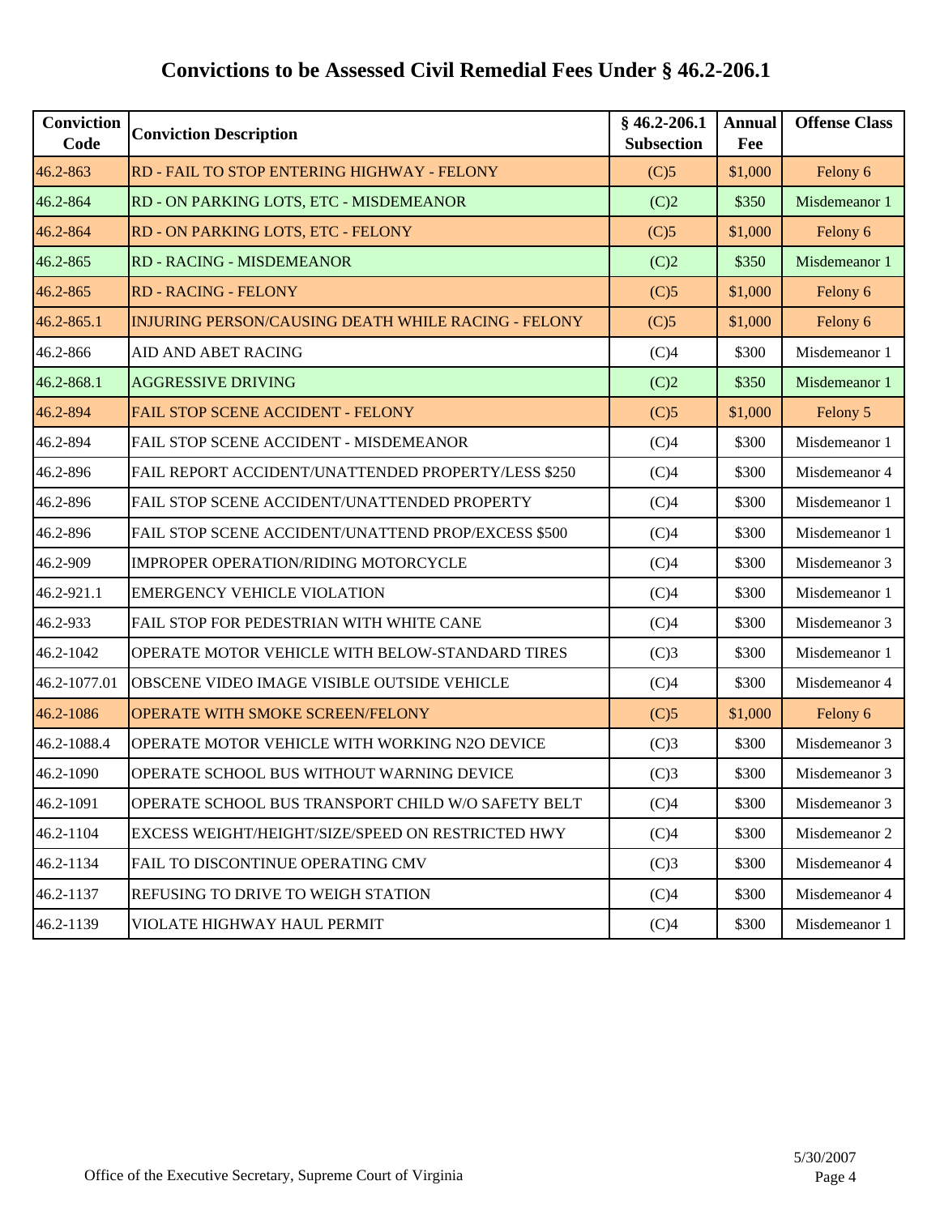# Convictions to be Assessed Civil Remedial Fees Under § 46.2-206.1

| Conviction Code | Conviction Description | § 46.2-206.1 Subsection | Annual Fee | Offense Class |
|---|---|---|---|---|
| 46.2-863 | RD - FAIL TO STOP ENTERING HIGHWAY - FELONY | (C)5 | $1,000 | Felony 6 |
| 46.2-864 | RD - ON PARKING LOTS, ETC - MISDEMEANOR | (C)2 | $350 | Misdemeanor 1 |
| 46.2-864 | RD - ON PARKING LOTS, ETC - FELONY | (C)5 | $1,000 | Felony 6 |
| 46.2-865 | RD - RACING - MISDEMEANOR | (C)2 | $350 | Misdemeanor 1 |
| 46.2-865 | RD - RACING - FELONY | (C)5 | $1,000 | Felony 6 |
| 46.2-865.1 | INJURING PERSON/CAUSING DEATH WHILE RACING - FELONY | (C)5 | $1,000 | Felony 6 |
| 46.2-866 | AID AND ABET RACING | (C)4 | $300 | Misdemeanor 1 |
| 46.2-868.1 | AGGRESSIVE DRIVING | (C)2 | $350 | Misdemeanor 1 |
| 46.2-894 | FAIL STOP SCENE ACCIDENT - FELONY | (C)5 | $1,000 | Felony 5 |
| 46.2-894 | FAIL STOP SCENE ACCIDENT - MISDEMEANOR | (C)4 | $300 | Misdemeanor 1 |
| 46.2-896 | FAIL REPORT ACCIDENT/UNATTENDED PROPERTY/LESS $250 | (C)4 | $300 | Misdemeanor 4 |
| 46.2-896 | FAIL STOP SCENE ACCIDENT/UNATTENDED PROPERTY | (C)4 | $300 | Misdemeanor 1 |
| 46.2-896 | FAIL STOP SCENE ACCIDENT/UNATTEND PROP/EXCESS $500 | (C)4 | $300 | Misdemeanor 1 |
| 46.2-909 | IMPROPER OPERATION/RIDING MOTORCYCLE | (C)4 | $300 | Misdemeanor 3 |
| 46.2-921.1 | EMERGENCY VEHICLE VIOLATION | (C)4 | $300 | Misdemeanor 1 |
| 46.2-933 | FAIL STOP FOR PEDESTRIAN WITH WHITE CANE | (C)4 | $300 | Misdemeanor 3 |
| 46.2-1042 | OPERATE MOTOR VEHICLE WITH BELOW-STANDARD TIRES | (C)3 | $300 | Misdemeanor 1 |
| 46.2-1077.01 | OBSCENE VIDEO IMAGE VISIBLE OUTSIDE VEHICLE | (C)4 | $300 | Misdemeanor 4 |
| 46.2-1086 | OPERATE WITH SMOKE SCREEN/FELONY | (C)5 | $1,000 | Felony 6 |
| 46.2-1088.4 | OPERATE MOTOR VEHICLE WITH WORKING N2O DEVICE | (C)3 | $300 | Misdemeanor 3 |
| 46.2-1090 | OPERATE SCHOOL BUS WITHOUT WARNING DEVICE | (C)3 | $300 | Misdemeanor 3 |
| 46.2-1091 | OPERATE SCHOOL BUS TRANSPORT CHILD W/O SAFETY BELT | (C)4 | $300 | Misdemeanor 3 |
| 46.2-1104 | EXCESS WEIGHT/HEIGHT/SIZE/SPEED ON RESTRICTED HWY | (C)4 | $300 | Misdemeanor 2 |
| 46.2-1134 | FAIL TO DISCONTINUE OPERATING CMV | (C)3 | $300 | Misdemeanor 4 |
| 46.2-1137 | REFUSING TO DRIVE TO WEIGH STATION | (C)4 | $300 | Misdemeanor 4 |
| 46.2-1139 | VIOLATE HIGHWAY HAUL PERMIT | (C)4 | $300 | Misdemeanor 1 |